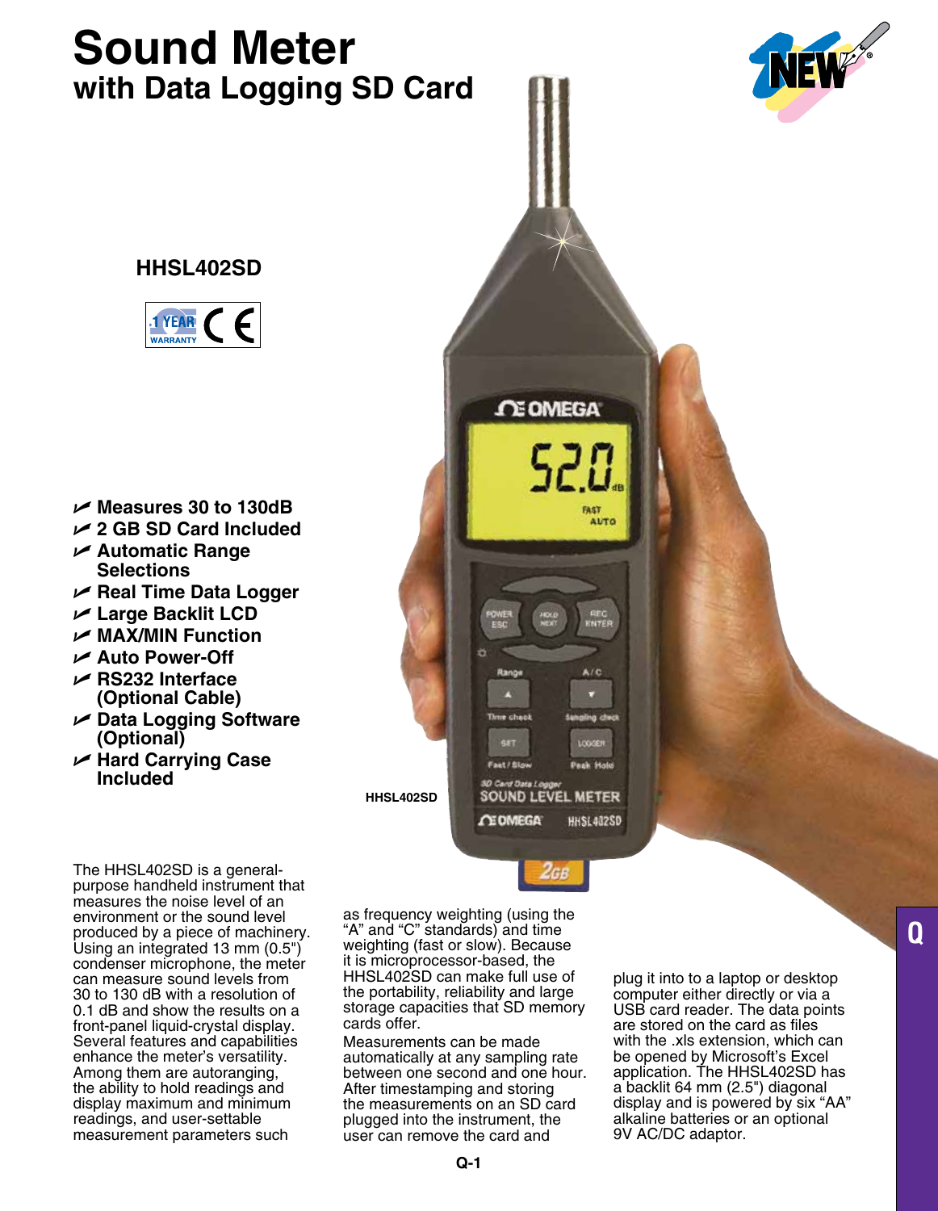# Sound Meter

## with Data Logging SD Card

### HHSL402SD

- Measures 30 to 130dB
- 2 GB SD Card Included
- Automatic Range Selections
- Real Time Data Logger
- Large Backlit LCD
- MAX/MIN Function
- Auto Power-Off
- RS232 Interface (Optional Cable)
- Data Logging Software (Optional)
- Hard Carrying Case Included

HHSL402SD

The HHSL402SD is a general-purpose handheld instrument that measures the noise level of an environment or the sound level produced by a piece of machinery. Using an integrated 13 mm (0.5") condenser microphone, the meter can measure sound levels from 30 to 130 dB with a resolution of 0.1 dB and show the results on a front-panel liquid-crystal display. Several features and capabilities enhance the meter's versatility. Among them are autoranging, the ability to hold readings and display maximum and minimum readings, and user-settable measurement parameters such as frequency weighting (using the "A" and "C" standards) and time weighting (fast or slow). Because it is microprocessor-based, the HHSL402SD can make full use of the portability, reliability and large storage capacities that SD memory cards offer.

Measurements can be made automatically at any sampling rate between one second and one hour. After timestamping and storing the measurements on an SD card plugged into the instrument, the user can remove the card and plug it into to a laptop or desktop computer either directly or via a USB card reader. The data points are stored on the card as files with the .xls extension, which can be opened by Microsoft's Excel application. The HHSL402SD has a backlit 64 mm (2.5") diagonal display and is powered by six "AA" alkaline batteries or an optional 9V AC/DC adaptor.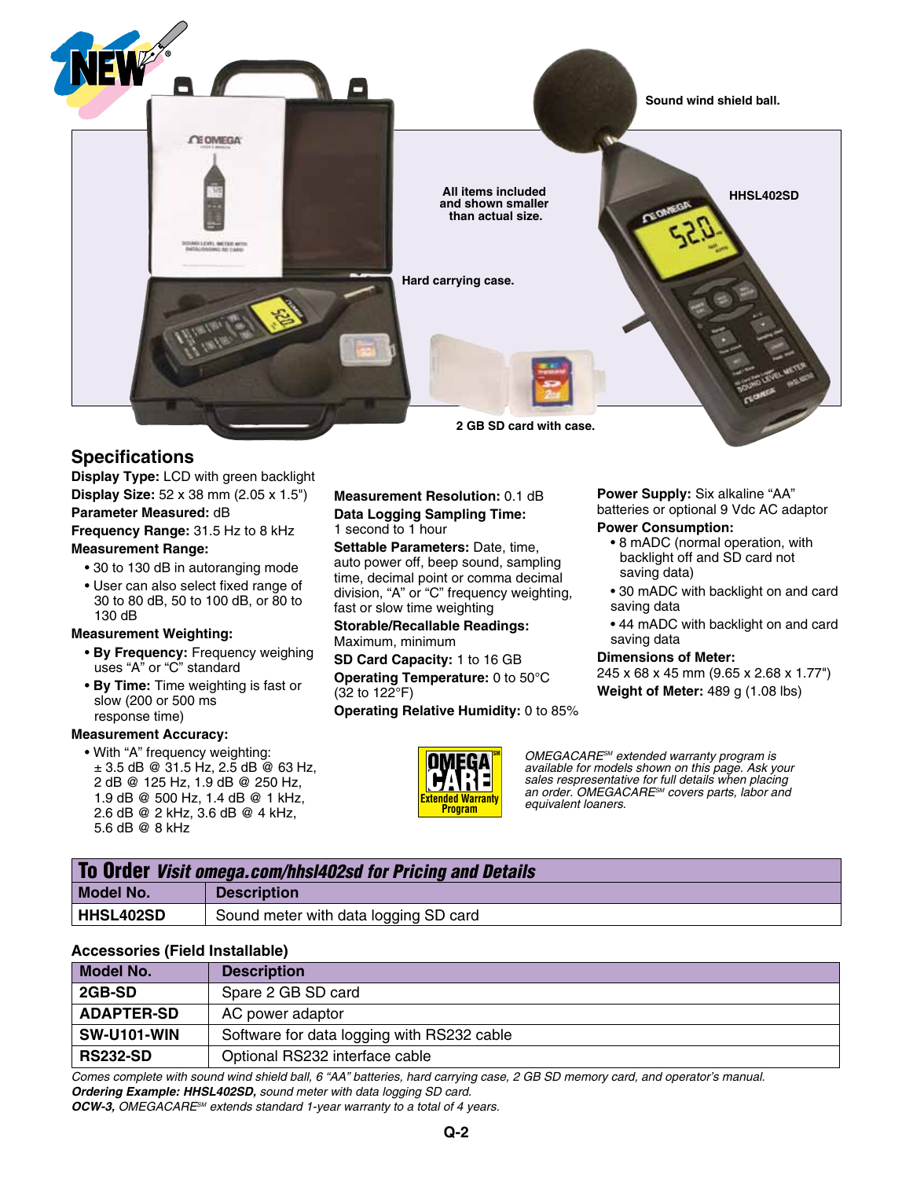NEW

Sound wind shield ball.

All items included and shown smaller than actual size.

HHSL402SD

Hard carrying case.

2 GB SD card with case.

## Specifications

**Display Type:** LCD with green backlight
**Display Size:** 52 x 38 mm (2.05 x 1.5")
**Parameter Measured:** dB
**Frequency Range:** 31.5 Hz to 8 kHz
**Measurement Range:**

- 30 to 130 dB in autoranging mode
- User can also select fixed range of 30 to 80 dB, 50 to 100 dB, or 80 to 130 dB

**Measurement Weighting:**

- **By Frequency:** Frequency weighing uses "A" or "C" standard
- **By Time:** Time weighting is fast or slow (200 or 500 ms response time)

**Measurement Accuracy:**

- With "A" frequency weighting: ± 3.5 dB @ 31.5 Hz, 2.5 dB @ 63 Hz, 2 dB @ 125 Hz, 1.9 dB @ 250 Hz, 1.9 dB @ 500 Hz, 1.4 dB @ 1 kHz, 2.6 dB @ 2 kHz, 3.6 dB @ 4 kHz, 5.6 dB @ 8 kHz

**Measurement Resolution:** 0.1 dB
**Data Logging Sampling Time:** 1 second to 1 hour
**Settable Parameters:** Date, time, auto power off, beep sound, sampling time, decimal point or comma decimal division, "A" or "C" frequency weighting, fast or slow time weighting
**Storable/Recallable Readings:** Maximum, minimum
**SD Card Capacity:** 1 to 16 GB
**Operating Temperature:** 0 to 50°C (32 to 122°F)
**Operating Relative Humidity:** 0 to 85%

**Power Supply:** Six alkaline "AA" batteries or optional 9 Vdc AC adaptor
**Power Consumption:**

- 8 mADC (normal operation, with backlight off and SD card not saving data)
- 30 mADC with backlight on and card saving data
- 44 mADC with backlight on and card saving data

**Dimensions of Meter:** 245 x 68 x 45 mm (9.65 x 2.68 x 1.77")
**Weight of Meter:** 489 g (1.08 lbs)

OMEGA CARE[SM] Extended Warranty Program

*OMEGACARE[SM] extended warranty program is available for models shown on this page. Ask your sales representative for full details when placing an order. OMEGACARE[SM] covers parts, labor and equivalent loaners.*

## To Order *Visit omega.com/hhsl402sd for Pricing and Details*

| Model No. | Description |
|---|---|
| **HHSL402SD** | Sound meter with data logging SD card |

### Accessories (Field Installable)

| Model No. | Description |
|---|---|
| **2GB-SD** | Spare 2 GB SD card |
| **ADAPTER-SD** | AC power adaptor |
| **SW-U101-WIN** | Software for data logging with RS232 cable |
| **RS232-SD** | Optional RS232 interface cable |

*Comes complete with sound wind shield ball, 6 "AA" batteries, hard carrying case, 2 GB SD memory card, and operator's manual.*
***Ordering Example: HHSL402SD,** sound meter with data logging SD card.*
***OCW-3,** OMEGACARE[SM] extends standard 1-year warranty to a total of 4 years.*